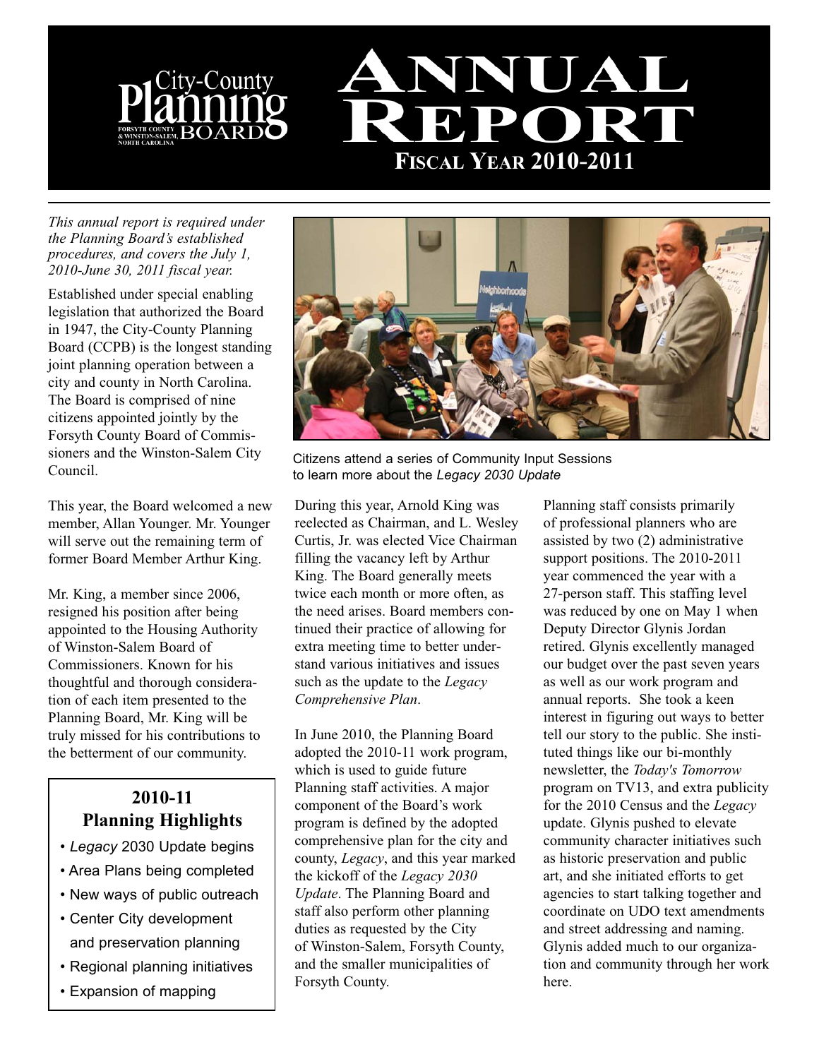# City-County Planning Board

FORSYTH COUNTY & WINSTON-SALEM, NORTH CAROLINA

# Annual Report

## Fiscal Year 2010-2011

*This annual report is required under the Planning Board's established procedures, and covers the July 1, 2010-June 30, 2011 fiscal year.*

Established under special enabling legislation that authorized the Board in 1947, the City-County Planning Board (CCPB) is the longest standing joint planning operation between a city and county in North Carolina. The Board is comprised of nine citizens appointed jointly by the Forsyth County Board of Commissioners and the Winston-Salem City Council.

This year, the Board welcomed a new member, Allan Younger. Mr. Younger will serve out the remaining term of former Board Member Arthur King.

Mr. King, a member since 2006, resigned his position after being appointed to the Housing Authority of Winston-Salem Board of Commissioners. Known for his thoughtful and thorough consideration of each item presented to the Planning Board, Mr. King will be truly missed for his contributions to the betterment of our community.

### 2010-11 Planning Highlights

- *Legacy* 2030 Update begins
- Area Plans being completed
- New ways of public outreach
- Center City development and preservation planning
- Regional planning initiatives
- Expansion of mapping

Citizens attend a series of Community Input Sessions to learn more about the *Legacy 2030 Update*

During this year, Arnold King was reelected as Chairman, and L. Wesley Curtis, Jr. was elected Vice Chairman filling the vacancy left by Arthur King. The Board generally meets twice each month or more often, as the need arises. Board members continued their practice of allowing for extra meeting time to better understand various initiatives and issues such as the update to the *Legacy Comprehensive Plan*.

In June 2010, the Planning Board adopted the 2010-11 work program, which is used to guide future Planning staff activities. A major component of the Board's work program is defined by the adopted comprehensive plan for the city and county, *Legacy*, and this year marked the kickoff of the *Legacy 2030 Update*. The Planning Board and staff also perform other planning duties as requested by the City of Winston-Salem, Forsyth County, and the smaller municipalities of Forsyth County.

Planning staff consists primarily of professional planners who are assisted by two (2) administrative support positions. The 2010-2011 year commenced the year with a 27-person staff. This staffing level was reduced by one on May 1 when Deputy Director Glynis Jordan retired. Glynis excellently managed our budget over the past seven years as well as our work program and annual reports. She took a keen interest in figuring out ways to better tell our story to the public. She instituted things like our bi-monthly newsletter, the *Today's Tomorrow* program on TV13, and extra publicity for the 2010 Census and the *Legacy* update. Glynis pushed to elevate community character initiatives such as historic preservation and public art, and she initiated efforts to get agencies to start talking together and coordinate on UDO text amendments and street addressing and naming. Glynis added much to our organization and community through her work here.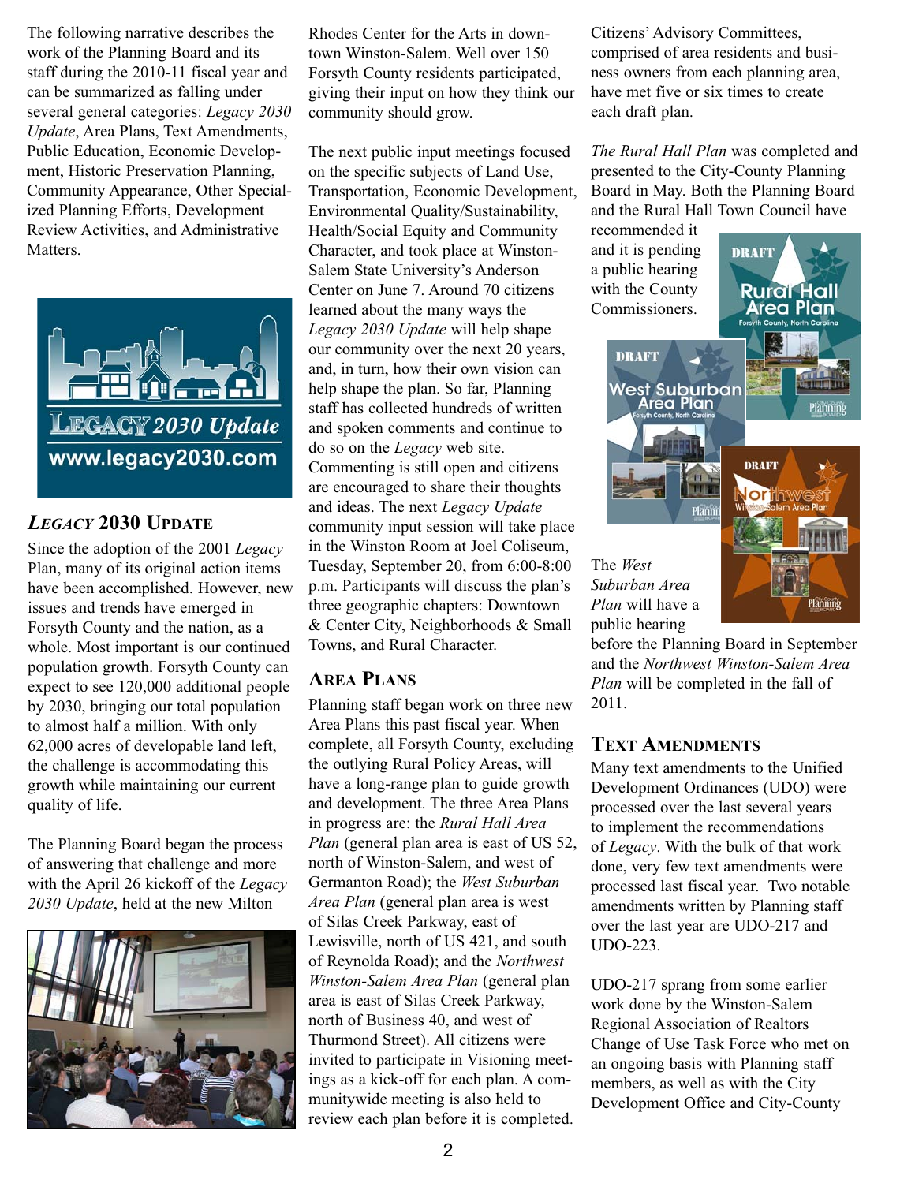The following narrative describes the work of the Planning Board and its staff during the 2010-11 fiscal year and can be summarized as falling under several general categories: *Legacy 2030 Update*, Area Plans, Text Amendments, Public Education, Economic Development, Historic Preservation Planning, Community Appearance, Other Specialized Planning Efforts, Development Review Activities, and Administrative Matters.

## *LEGACY* 2030 UPDATE

Since the adoption of the 2001 *Legacy* Plan, many of its original action items have been accomplished. However, new issues and trends have emerged in Forsyth County and the nation, as a whole. Most important is our continued population growth. Forsyth County can expect to see 120,000 additional people by 2030, bringing our total population to almost half a million. With only 62,000 acres of developable land left, the challenge is accommodating this growth while maintaining our current quality of life.

The Planning Board began the process of answering that challenge and more with the April 26 kickoff of the *Legacy 2030 Update*, held at the new Milton Rhodes Center for the Arts in downtown Winston-Salem. Well over 150 Forsyth County residents participated, giving their input on how they think our community should grow.

The next public input meetings focused on the specific subjects of Land Use, Transportation, Economic Development, Environmental Quality/Sustainability, Health/Social Equity and Community Character, and took place at Winston-Salem State University's Anderson Center on June 7. Around 70 citizens learned about the many ways the *Legacy 2030 Update* will help shape our community over the next 20 years, and, in turn, how their own vision can help shape the plan. So far, Planning staff has collected hundreds of written and spoken comments and continue to do so on the *Legacy* web site. Commenting is still open and citizens are encouraged to share their thoughts and ideas. The next *Legacy Update* community input session will take place in the Winston Room at Joel Coliseum, Tuesday, September 20, from 6:00-8:00 p.m. Participants will discuss the plan's three geographic chapters: Downtown & Center City, Neighborhoods & Small Towns, and Rural Character.

## AREA PLANS

Planning staff began work on three new Area Plans this past fiscal year. When complete, all Forsyth County, excluding the outlying Rural Policy Areas, will have a long-range plan to guide growth and development. The three Area Plans in progress are: the *Rural Hall Area Plan* (general plan area is east of US 52, north of Winston-Salem, and west of Germanton Road); the *West Suburban Area Plan* (general plan area is west of Silas Creek Parkway, east of Lewisville, north of US 421, and south of Reynolda Road); and the *Northwest Winston-Salem Area Plan* (general plan area is east of Silas Creek Parkway, north of Business 40, and west of Thurmond Street). All citizens were invited to participate in Visioning meetings as a kick-off for each plan. A communitywide meeting is also held to review each plan before it is completed. Citizens' Advisory Committees, comprised of area residents and business owners from each planning area, have met five or six times to create each draft plan.

*The Rural Hall Plan* was completed and presented to the City-County Planning Board in May. Both the Planning Board and the Rural Hall Town Council have recommended it and it is pending a public hearing with the County Commissioners.

The *West Suburban Area Plan* will have a public hearing before the Planning Board in September and the *Northwest Winston-Salem Area Plan* will be completed in the fall of 2011.

## TEXT AMENDMENTS

Many text amendments to the Unified Development Ordinances (UDO) were processed over the last several years to implement the recommendations of *Legacy*. With the bulk of that work done, very few text amendments were processed last fiscal year. Two notable amendments written by Planning staff over the last year are UDO-217 and UDO-223.

UDO-217 sprang from some earlier work done by the Winston-Salem Regional Association of Realtors Change of Use Task Force who met on an ongoing basis with Planning staff members, as well as with the City Development Office and City-County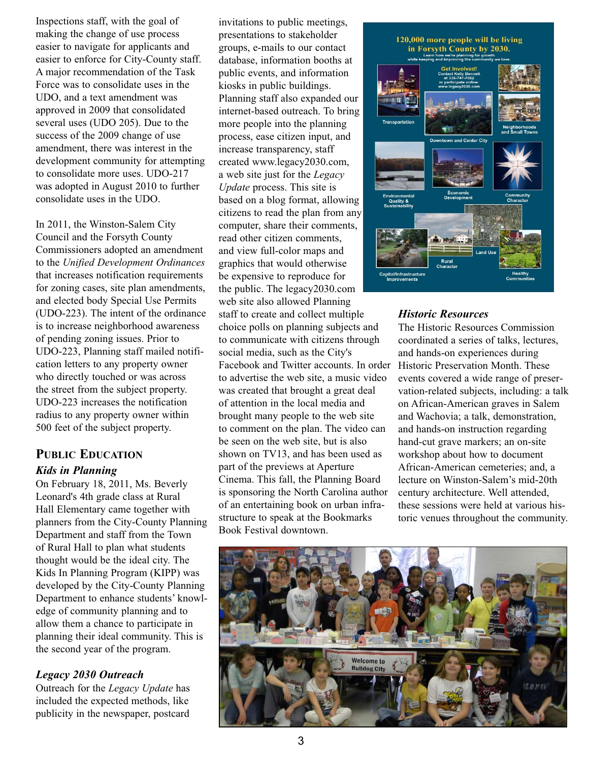Inspections staff, with the goal of making the change of use process easier to navigate for applicants and easier to enforce for City-County staff. A major recommendation of the Task Force was to consolidate uses in the UDO, and a text amendment was approved in 2009 that consolidated several uses (UDO 205). Due to the success of the 2009 change of use amendment, there was interest in the development community for attempting to consolidate more uses. UDO-217 was adopted in August 2010 to further consolidate uses in the UDO.

In 2011, the Winston-Salem City Council and the Forsyth County Commissioners adopted an amendment to the *Unified Development Ordinances* that increases notification requirements for zoning cases, site plan amendments, and elected body Special Use Permits (UDO-223). The intent of the ordinance is to increase neighborhood awareness of pending zoning issues. Prior to UDO-223, Planning staff mailed notification letters to any property owner who directly touched or was across the street from the subject property. UDO-223 increases the notification radius to any property owner within 500 feet of the subject property.

## Public Education

### *Kids in Planning*

On February 18, 2011, Ms. Beverly Leonard's 4th grade class at Rural Hall Elementary came together with planners from the City-County Planning Department and staff from the Town of Rural Hall to plan what students thought would be the ideal city. The Kids In Planning Program (KIPP) was developed by the City-County Planning Department to enhance students' knowledge of community planning and to allow them a chance to participate in planning their ideal community. This is the second year of the program.

### *Legacy 2030 Outreach*

Outreach for the *Legacy Update* has included the expected methods, like publicity in the newspaper, postcard invitations to public meetings, presentations to stakeholder groups, e-mails to our contact database, information booths at public events, and information kiosks in public buildings. Planning staff also expanded our internet-based outreach. To bring more people into the planning process, ease citizen input, and increase transparency, staff created www.legacy2030.com, a web site just for the *Legacy Update* process. This site is based on a blog format, allowing citizens to read the plan from any computer, share their comments, read other citizen comments, and view full-color maps and graphics that would otherwise be expensive to reproduce for the public. The legacy2030.com web site also allowed Planning staff to create and collect multiple choice polls on planning subjects and to communicate with citizens through social media, such as the City's Facebook and Twitter accounts. In order to advertise the web site, a music video was created that brought a great deal of attention in the local media and brought many people to the web site to comment on the plan. The video can be seen on the web site, but is also shown on TV13, and has been used as part of the previews at Aperture Cinema. This fall, the Planning Board is sponsoring the North Carolina author of an entertaining book on urban infrastructure to speak at the Bookmarks Book Festival downtown.

### *Historic Resources*

The Historic Resources Commission coordinated a series of talks, lectures, and hands-on experiences during Historic Preservation Month. These events covered a wide range of preservation-related subjects, including: a talk on African-American graves in Salem and Wachovia; a talk, demonstration, and hands-on instruction regarding hand-cut grave markers; an on-site workshop about how to document African-American cemeteries; and, a lecture on Winston-Salem's mid-20th century architecture. Well attended, these sessions were held at various historic venues throughout the community.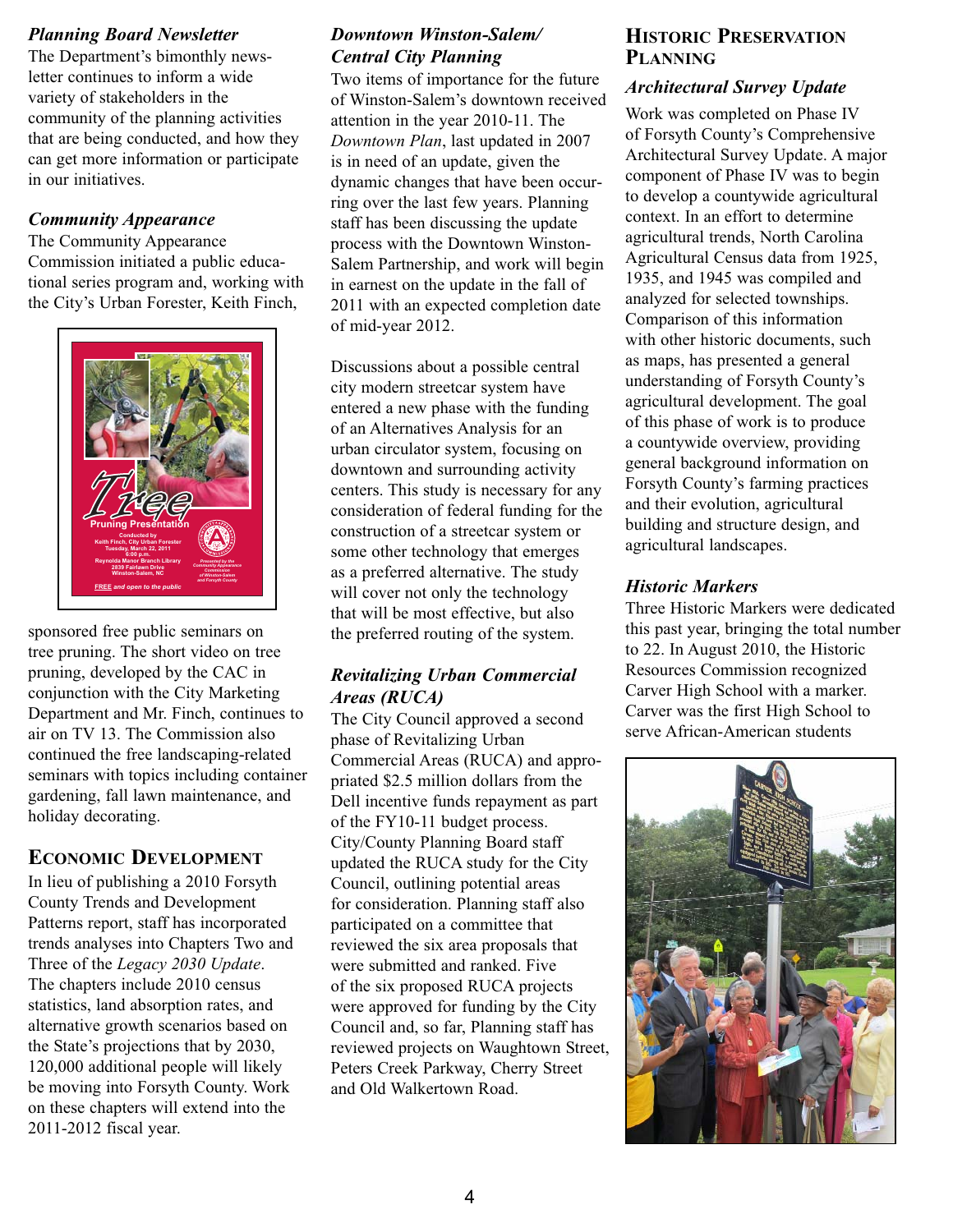### *Planning Board Newsletter*

The Department's bimonthly newsletter continues to inform a wide variety of stakeholders in the community of the planning activities that are being conducted, and how they can get more information or participate in our initiatives.

### *Community Appearance*

The Community Appearance Commission initiated a public educational series program and, working with the City's Urban Forester, Keith Finch, sponsored free public seminars on tree pruning. The short video on tree pruning, developed by the CAC in conjunction with the City Marketing Department and Mr. Finch, continues to air on TV 13. The Commission also continued the free landscaping-related seminars with topics including container gardening, fall lawn maintenance, and holiday decorating.

## Economic Development

In lieu of publishing a 2010 Forsyth County Trends and Development Patterns report, staff has incorporated trends analyses into Chapters Two and Three of the *Legacy 2030 Update*. The chapters include 2010 census statistics, land absorption rates, and alternative growth scenarios based on the State's projections that by 2030, 120,000 additional people will likely be moving into Forsyth County. Work on these chapters will extend into the 2011-2012 fiscal year.

### *Downtown Winston-Salem/ Central City Planning*

Two items of importance for the future of Winston-Salem's downtown received attention in the year 2010-11. The *Downtown Plan*, last updated in 2007 is in need of an update, given the dynamic changes that have been occurring over the last few years. Planning staff has been discussing the update process with the Downtown Winston-Salem Partnership, and work will begin in earnest on the update in the fall of 2011 with an expected completion date of mid-year 2012.

Discussions about a possible central city modern streetcar system have entered a new phase with the funding of an Alternatives Analysis for an urban circulator system, focusing on downtown and surrounding activity centers. This study is necessary for any consideration of federal funding for the construction of a streetcar system or some other technology that emerges as a preferred alternative. The study will cover not only the technology that will be most effective, but also the preferred routing of the system.

### *Revitalizing Urban Commercial Areas (RUCA)*

The City Council approved a second phase of Revitalizing Urban Commercial Areas (RUCA) and appropriated $2.5 million dollars from the Dell incentive funds repayment as part of the FY10-11 budget process. City/County Planning Board staff updated the RUCA study for the City Council, outlining potential areas for consideration. Planning staff also participated on a committee that reviewed the six area proposals that were submitted and ranked. Five of the six proposed RUCA projects were approved for funding by the City Council and, so far, Planning staff has reviewed projects on Waughtown Street, Peters Creek Parkway, Cherry Street and Old Walkertown Road.

## Historic Preservation Planning

### *Architectural Survey Update*

Work was completed on Phase IV of Forsyth County's Comprehensive Architectural Survey Update. A major component of Phase IV was to begin to develop a countywide agricultural context. In an effort to determine agricultural trends, North Carolina Agricultural Census data from 1925, 1935, and 1945 was compiled and analyzed for selected townships. Comparison of this information with other historic documents, such as maps, has presented a general understanding of Forsyth County's agricultural development. The goal of this phase of work is to produce a countywide overview, providing general background information on Forsyth County's farming practices and their evolution, agricultural building and structure design, and agricultural landscapes.

### *Historic Markers*

Three Historic Markers were dedicated this past year, bringing the total number to 22. In August 2010, the Historic Resources Commission recognized Carver High School with a marker. Carver was the first High School to serve African-American students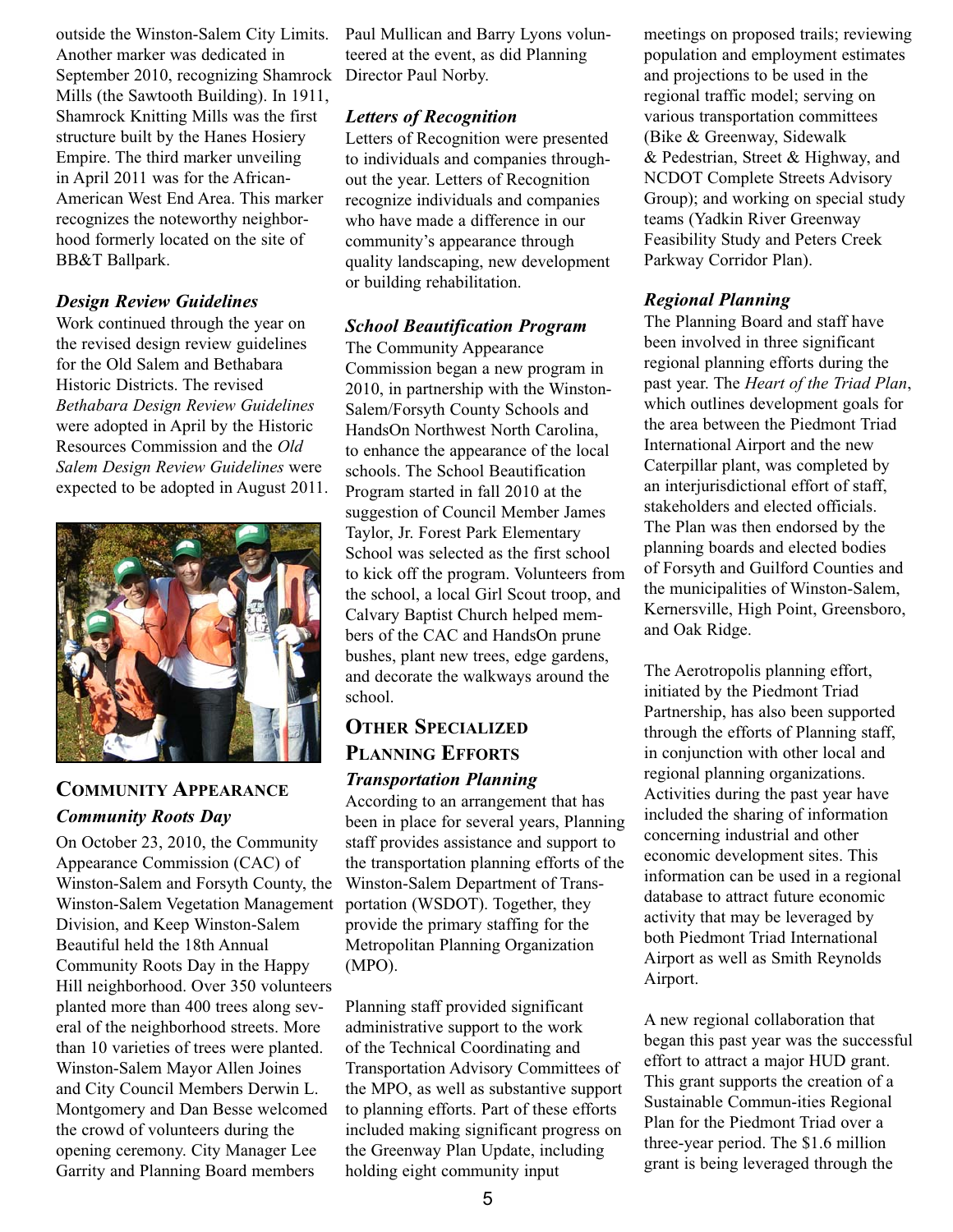outside the Winston-Salem City Limits. Another marker was dedicated in September 2010, recognizing Shamrock Mills (the Sawtooth Building). In 1911, Shamrock Knitting Mills was the first structure built by the Hanes Hosiery Empire. The third marker unveiling in April 2011 was for the African-American West End Area. This marker recognizes the noteworthy neighborhood formerly located on the site of BB&T Ballpark.

### *Design Review Guidelines*

Work continued through the year on the revised design review guidelines for the Old Salem and Bethabara Historic Districts. The revised *Bethabara Design Review Guidelines* were adopted in April by the Historic Resources Commission and the *Old Salem Design Review Guidelines* were expected to be adopted in August 2011.

## Community Appearance

### *Community Roots Day*

On October 23, 2010, the Community Appearance Commission (CAC) of Winston-Salem and Forsyth County, the Winston-Salem Vegetation Management Division, and Keep Winston-Salem Beautiful held the 18th Annual Community Roots Day in the Happy Hill neighborhood. Over 350 volunteers planted more than 400 trees along several of the neighborhood streets. More than 10 varieties of trees were planted. Winston-Salem Mayor Allen Joines and City Council Members Derwin L. Montgomery and Dan Besse welcomed the crowd of volunteers during the opening ceremony. City Manager Lee Garrity and Planning Board members Paul Mullican and Barry Lyons volunteered at the event, as did Planning Director Paul Norby.

### *Letters of Recognition*

Letters of Recognition were presented to individuals and companies throughout the year. Letters of Recognition recognize individuals and companies who have made a difference in our community's appearance through quality landscaping, new development or building rehabilitation.

### *School Beautification Program*

The Community Appearance Commission began a new program in 2010, in partnership with the Winston-Salem/Forsyth County Schools and HandsOn Northwest North Carolina, to enhance the appearance of the local schools. The School Beautification Program started in fall 2010 at the suggestion of Council Member James Taylor, Jr. Forest Park Elementary School was selected as the first school to kick off the program. Volunteers from the school, a local Girl Scout troop, and Calvary Baptist Church helped members of the CAC and HandsOn prune bushes, plant new trees, edge gardens, and decorate the walkways around the school.

## Other Specialized Planning Efforts

### *Transportation Planning*

According to an arrangement that has been in place for several years, Planning staff provides assistance and support to the transportation planning efforts of the Winston-Salem Department of Transportation (WSDOT). Together, they provide the primary staffing for the Metropolitan Planning Organization (MPO).

Planning staff provided significant administrative support to the work of the Technical Coordinating and Transportation Advisory Committees of the MPO, as well as substantive support to planning efforts. Part of these efforts included making significant progress on the Greenway Plan Update, including holding eight community input meetings on proposed trails; reviewing population and employment estimates and projections to be used in the regional traffic model; serving on various transportation committees (Bike & Greenway, Sidewalk & Pedestrian, Street & Highway, and NCDOT Complete Streets Advisory Group); and working on special study teams (Yadkin River Greenway Feasibility Study and Peters Creek Parkway Corridor Plan).

### *Regional Planning*

The Planning Board and staff have been involved in three significant regional planning efforts during the past year. The *Heart of the Triad Plan*, which outlines development goals for the area between the Piedmont Triad International Airport and the new Caterpillar plant, was completed by an interjurisdictional effort of staff, stakeholders and elected officials. The Plan was then endorsed by the planning boards and elected bodies of Forsyth and Guilford Counties and the municipalities of Winston-Salem, Kernersville, High Point, Greensboro, and Oak Ridge.

The Aerotropolis planning effort, initiated by the Piedmont Triad Partnership, has also been supported through the efforts of Planning staff, in conjunction with other local and regional planning organizations. Activities during the past year have included the sharing of information concerning industrial and other economic development sites. This information can be used in a regional database to attract future economic activity that may be leveraged by both Piedmont Triad International Airport as well as Smith Reynolds Airport.

A new regional collaboration that began this past year was the successful effort to attract a major HUD grant. This grant supports the creation of a Sustainable Commun-ities Regional Plan for the Piedmont Triad over a three-year period. The $1.6 million grant is being leveraged through the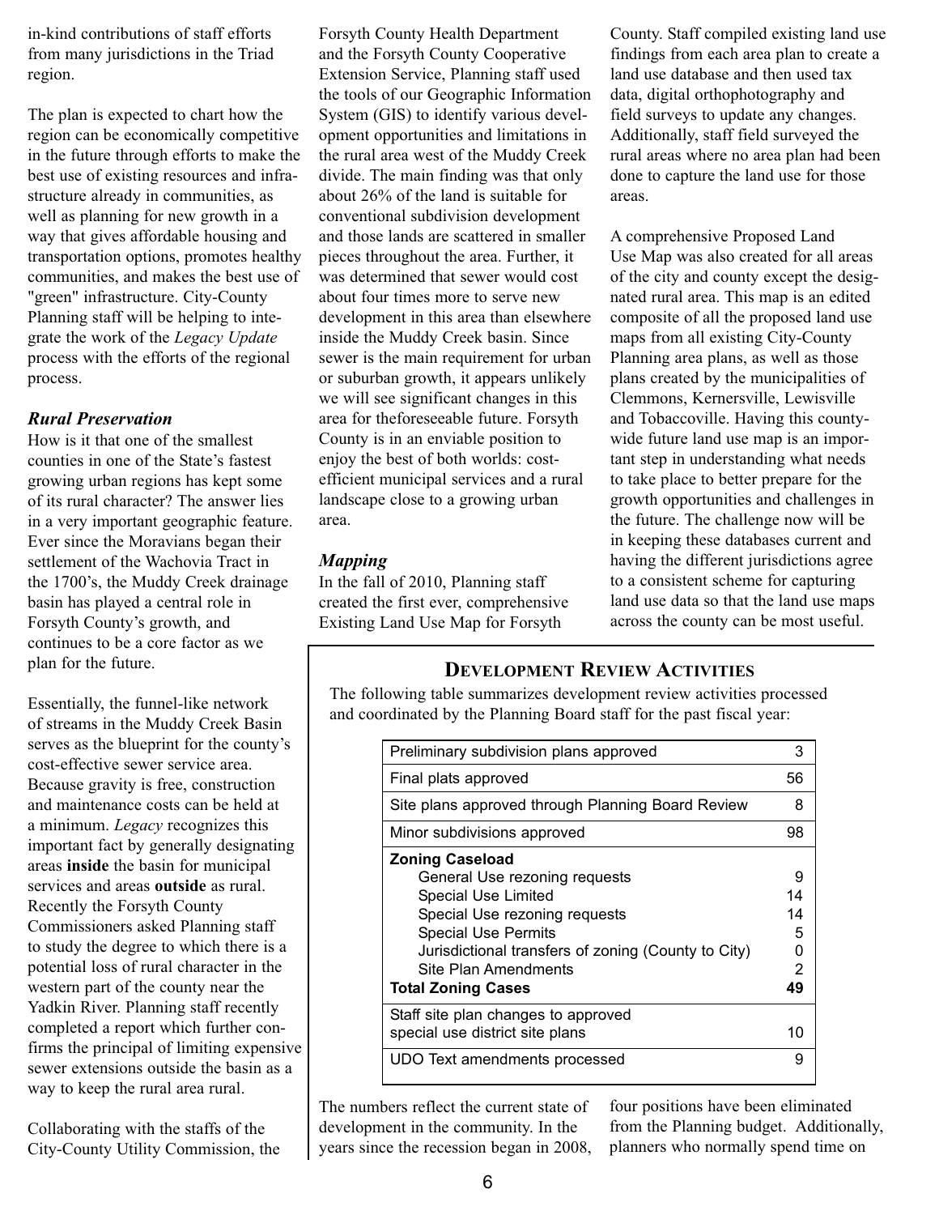in-kind contributions of staff efforts from many jurisdictions in the Triad region.

The plan is expected to chart how the region can be economically competitive in the future through efforts to make the best use of existing resources and infrastructure already in communities, as well as planning for new growth in a way that gives affordable housing and transportation options, promotes healthy communities, and makes the best use of "green" infrastructure. City-County Planning staff will be helping to integrate the work of the *Legacy Update* process with the efforts of the regional process.

### *Rural Preservation*

How is it that one of the smallest counties in one of the State's fastest growing urban regions has kept some of its rural character? The answer lies in a very important geographic feature. Ever since the Moravians began their settlement of the Wachovia Tract in the 1700's, the Muddy Creek drainage basin has played a central role in Forsyth County's growth, and continues to be a core factor as we plan for the future.

Essentially, the funnel-like network of streams in the Muddy Creek Basin serves as the blueprint for the county's cost-effective sewer service area. Because gravity is free, construction and maintenance costs can be held at a minimum. *Legacy* recognizes this important fact by generally designating areas **inside** the basin for municipal services and areas **outside** as rural. Recently the Forsyth County Commissioners asked Planning staff to study the degree to which there is a potential loss of rural character in the western part of the county near the Yadkin River. Planning staff recently completed a report which further confirms the principal of limiting expensive sewer extensions outside the basin as a way to keep the rural area rural.

Collaborating with the staffs of the City-County Utility Commission, the Forsyth County Health Department and the Forsyth County Cooperative Extension Service, Planning staff used the tools of our Geographic Information System (GIS) to identify various development opportunities and limitations in the rural area west of the Muddy Creek divide. The main finding was that only about 26% of the land is suitable for conventional subdivision development and those lands are scattered in smaller pieces throughout the area. Further, it was determined that sewer would cost about four times more to serve new development in this area than elsewhere inside the Muddy Creek basin. Since sewer is the main requirement for urban or suburban growth, it appears unlikely we will see significant changes in this area for theforeseeable future. Forsyth County is in an enviable position to enjoy the best of both worlds: cost-efficient municipal services and a rural landscape close to a growing urban area.

### *Mapping*

In the fall of 2010, Planning staff created the first ever, comprehensive Existing Land Use Map for Forsyth County. Staff compiled existing land use findings from each area plan to create a land use database and then used tax data, digital orthophotography and field surveys to update any changes. Additionally, staff field surveyed the rural areas where no area plan had been done to capture the land use for those areas.

A comprehensive Proposed Land Use Map was also created for all areas of the city and county except the designated rural area. This map is an edited composite of all the proposed land use maps from all existing City-County Planning area plans, as well as those plans created by the municipalities of Clemmons, Kernersville, Lewisville and Tobaccoville. Having this county-wide future land use map is an important step in understanding what needs to take place to better prepare for the growth opportunities and challenges in the future. The challenge now will be in keeping these databases current and having the different jurisdictions agree to a consistent scheme for capturing land use data so that the land use maps across the county can be most useful.

## Development Review Activities

The following table summarizes development review activities processed and coordinated by the Planning Board staff for the past fiscal year:

| Activity | Count |
|---|---|
| Preliminary subdivision plans approved | 3 |
| Final plats approved | 56 |
| Site plans approved through Planning Board Review | 8 |
| Minor subdivisions approved | 98 |
| **Zoning Caseload** | |
| General Use rezoning requests | 9 |
| Special Use Limited | 14 |
| Special Use rezoning requests | 14 |
| Special Use Permits | 5 |
| Jurisdictional transfers of zoning (County to City) | 0 |
| Site Plan Amendments | 2 |
| **Total Zoning Cases** | **49** |
| Staff site plan changes to approved special use district site plans | 10 |
| UDO Text amendments processed | 9 |

The numbers reflect the current state of development in the community. In the years since the recession began in 2008, four positions have been eliminated from the Planning budget. Additionally, planners who normally spend time on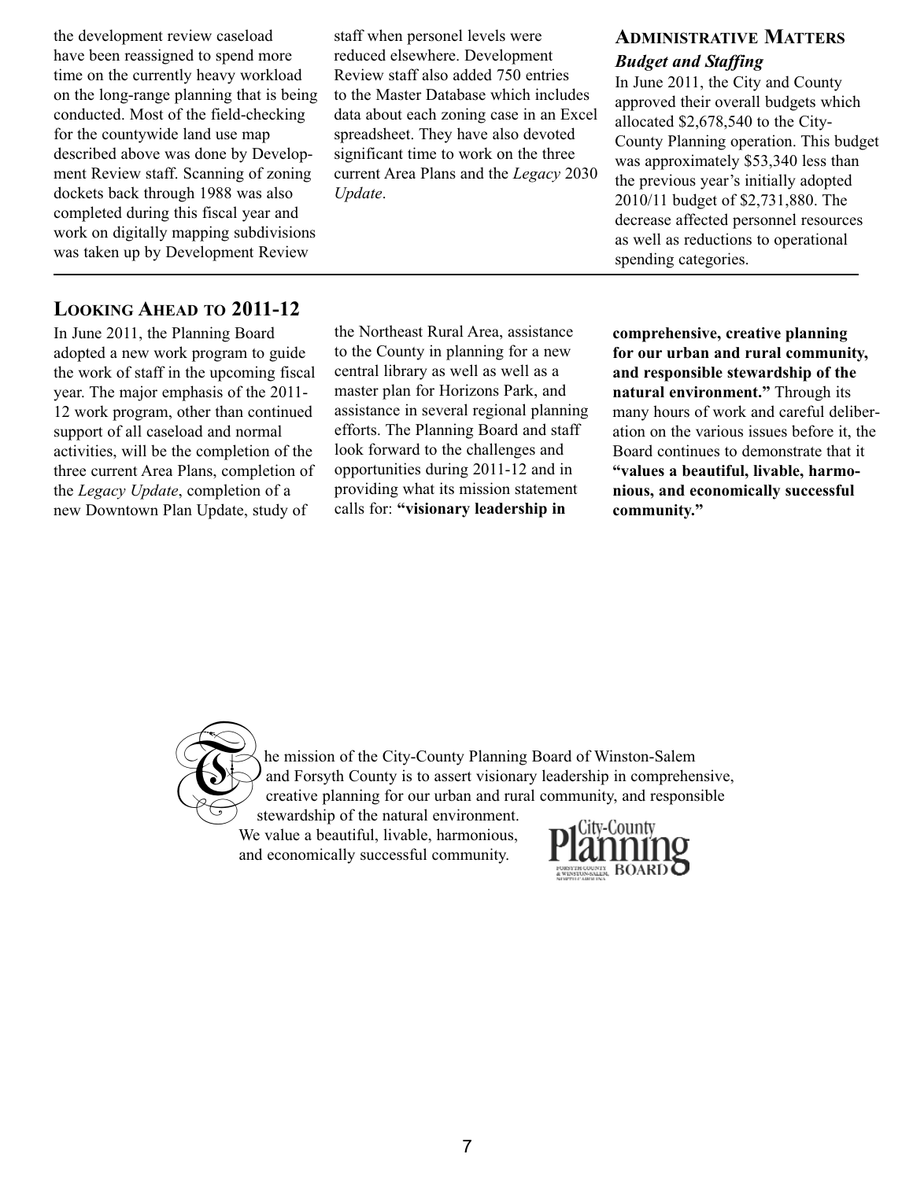the development review caseload have been reassigned to spend more time on the currently heavy workload on the long-range planning that is being conducted. Most of the field-checking for the countywide land use map described above was done by Development Review staff. Scanning of zoning dockets back through 1988 was also completed during this fiscal year and work on digitally mapping subdivisions was taken up by Development Review staff when personel levels were reduced elsewhere. Development Review staff also added 750 entries to the Master Database which includes data about each zoning case in an Excel spreadsheet. They have also devoted significant time to work on the three current Area Plans and the *Legacy* 2030 *Update*.

## Administrative Matters

### *Budget and Staffing*

In June 2011, the City and County approved their overall budgets which allocated $2,678,540 to the City-County Planning operation. This budget was approximately $53,340 less than the previous year's initially adopted 2010/11 budget of $2,731,880. The decrease affected personnel resources as well as reductions to operational spending categories.

## Looking Ahead to 2011-12

In June 2011, the Planning Board adopted a new work program to guide the work of staff in the upcoming fiscal year. The major emphasis of the 2011-12 work program, other than continued support of all caseload and normal activities, will be the completion of the three current Area Plans, completion of the *Legacy Update*, completion of a new Downtown Plan Update, study of the Northeast Rural Area, assistance to the County in planning for a new central library as well as well as a master plan for Horizons Park, and assistance in several regional planning efforts. The Planning Board and staff look forward to the challenges and opportunities during 2011-12 and in providing what its mission statement calls for: **"visionary leadership in comprehensive, creative planning for our urban and rural community, and responsible stewardship of the natural environment."** Through its many hours of work and careful deliberation on the various issues before it, the Board continues to demonstrate that it **"values a beautiful, livable, harmonious, and economically successful community."**

The mission of the City-County Planning Board of Winston-Salem and Forsyth County is to assert visionary leadership in comprehensive, creative planning for our urban and rural community, and responsible stewardship of the natural environment. We value a beautiful, livable, harmonious, and economically successful community.

City-County Planning Board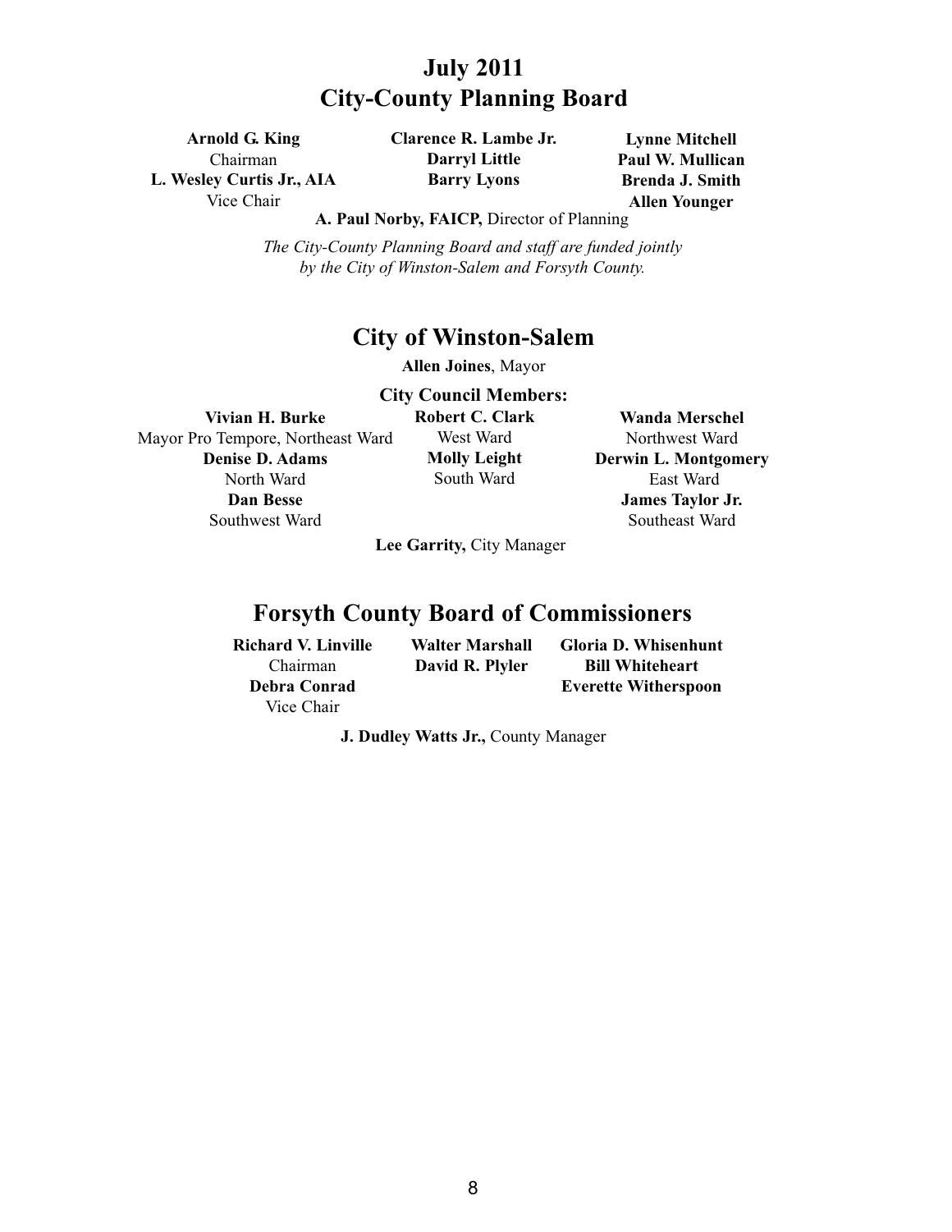## July 2011
## City-County Planning Board

**Arnold G. King**
Chairman
**L. Wesley Curtis Jr., AIA**
Vice Chair

**Clarence R. Lambe Jr.**
**Darryl Little**
**Barry Lyons**

**Lynne Mitchell**
**Paul W. Mullican**
**Brenda J. Smith**
**Allen Younger**

**A. Paul Norby, FAICP,** Director of Planning

*The City-County Planning Board and staff are funded jointly by the City of Winston-Salem and Forsyth County.*

## City of Winston-Salem

**Allen Joines**, Mayor

**City Council Members:**

**Vivian H. Burke**
Mayor Pro Tempore, Northeast Ward
**Denise D. Adams**
North Ward
**Dan Besse**
Southwest Ward

**Robert C. Clark**
West Ward
**Molly Leight**
South Ward

**Wanda Merschel**
Northwest Ward
**Derwin L. Montgomery**
East Ward
**James Taylor Jr.**
Southeast Ward

**Lee Garrity,** City Manager

## Forsyth County Board of Commissioners

**Richard V. Linville**
Chairman
**Debra Conrad**
Vice Chair

**Walter Marshall**
**David R. Plyler**

**Gloria D. Whisenhunt**
**Bill Whiteheart**
**Everette Witherspoon**

**J. Dudley Watts Jr.,** County Manager